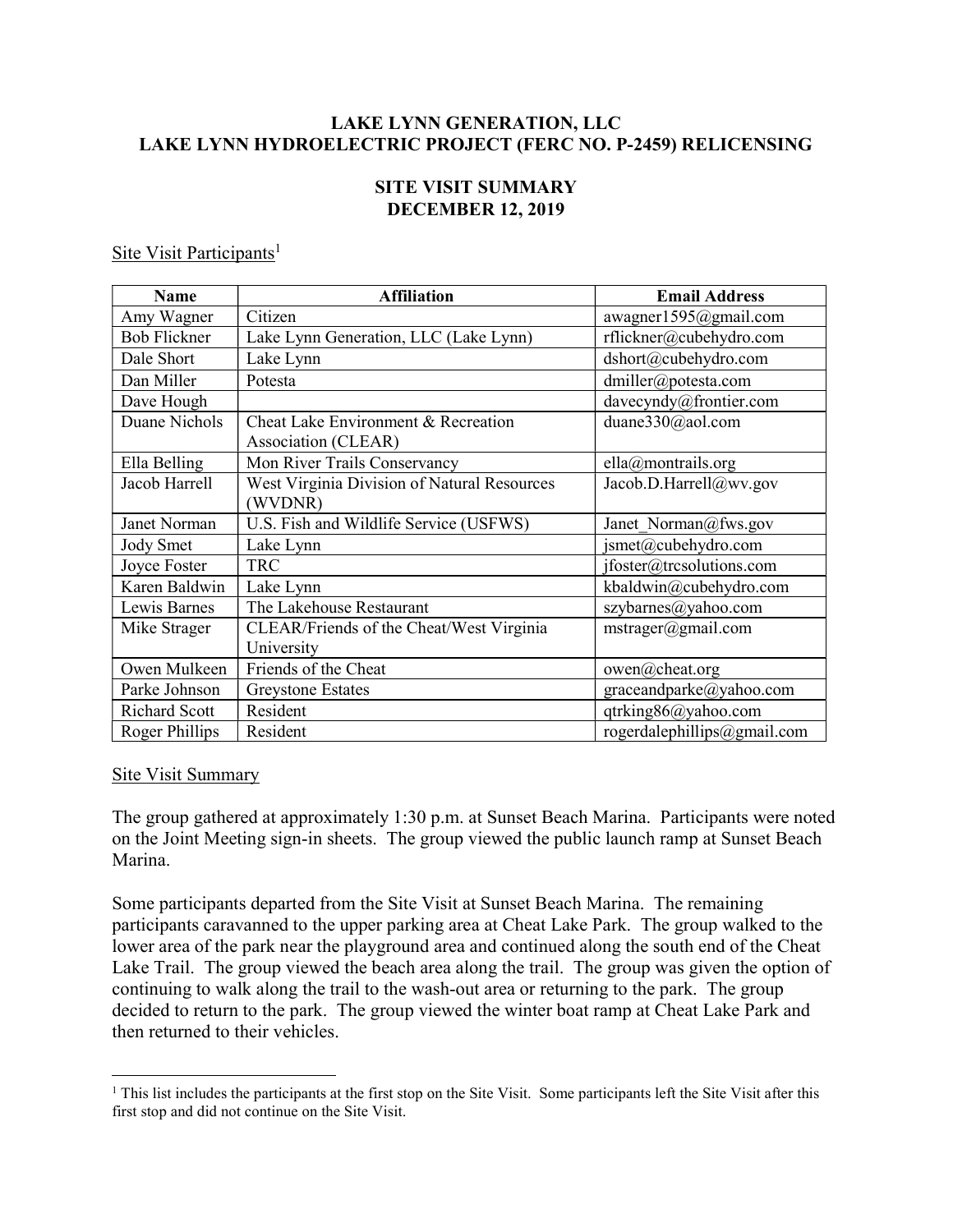**LAKE LYNN GENERATION, LLC**
**LAKE LYNN HYDROELECTRIC PROJECT (FERC NO. P-2459) RELICENSING**

**SITE VISIT SUMMARY**
**DECEMBER 12, 2019**

Site Visit Participants[1]

| Name | Affiliation | Email Address |
|---|---|---|
| Amy Wagner | Citizen | awagner1595@gmail.com |
| Bob Flickner | Lake Lynn Generation, LLC (Lake Lynn) | rflickner@cubehydro.com |
| Dale Short | Lake Lynn | dshort@cubehydro.com |
| Dan Miller | Potesta | dmiller@potesta.com |
| Dave Hough | | davecyndy@frontier.com |
| Duane Nichols | Cheat Lake Environment & Recreation Association (CLEAR) | duane330@aol.com |
| Ella Belling | Mon River Trails Conservancy | ella@montrails.org |
| Jacob Harrell | West Virginia Division of Natural Resources (WVDNR) | Jacob.D.Harrell@wv.gov |
| Janet Norman | U.S. Fish and Wildlife Service (USFWS) | Janet_Norman@fws.gov |
| Jody Smet | Lake Lynn | jsmet@cubehydro.com |
| Joyce Foster | TRC | jfoster@trcsolutions.com |
| Karen Baldwin | Lake Lynn | kbaldwin@cubehydro.com |
| Lewis Barnes | The Lakehouse Restaurant | szybarnes@yahoo.com |
| Mike Strager | CLEAR/Friends of the Cheat/West Virginia University | mstrager@gmail.com |
| Owen Mulkeen | Friends of the Cheat | owen@cheat.org |
| Parke Johnson | Greystone Estates | graceandparke@yahoo.com |
| Richard Scott | Resident | qtrking86@yahoo.com |
| Roger Phillips | Resident | rogerdalephillips@gmail.com |

Site Visit Summary

The group gathered at approximately 1:30 p.m. at Sunset Beach Marina. Participants were noted on the Joint Meeting sign-in sheets. The group viewed the public launch ramp at Sunset Beach Marina.

Some participants departed from the Site Visit at Sunset Beach Marina. The remaining participants caravanned to the upper parking area at Cheat Lake Park. The group walked to the lower area of the park near the playground area and continued along the south end of the Cheat Lake Trail. The group viewed the beach area along the trail. The group was given the option of continuing to walk along the trail to the wash-out area or returning to the park. The group decided to return to the park. The group viewed the winter boat ramp at Cheat Lake Park and then returned to their vehicles.

[1] This list includes the participants at the first stop on the Site Visit. Some participants left the Site Visit after this first stop and did not continue on the Site Visit.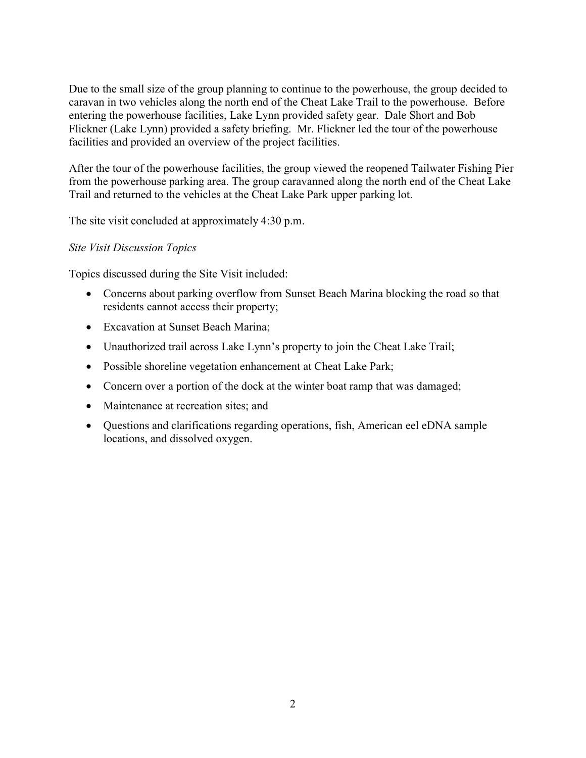Due to the small size of the group planning to continue to the powerhouse, the group decided to caravan in two vehicles along the north end of the Cheat Lake Trail to the powerhouse. Before entering the powerhouse facilities, Lake Lynn provided safety gear. Dale Short and Bob Flickner (Lake Lynn) provided a safety briefing. Mr. Flickner led the tour of the powerhouse facilities and provided an overview of the project facilities.

After the tour of the powerhouse facilities, the group viewed the reopened Tailwater Fishing Pier from the powerhouse parking area. The group caravanned along the north end of the Cheat Lake Trail and returned to the vehicles at the Cheat Lake Park upper parking lot.

The site visit concluded at approximately 4:30 p.m.

*Site Visit Discussion Topics*

Topics discussed during the Site Visit included:

- Concerns about parking overflow from Sunset Beach Marina blocking the road so that residents cannot access their property;
- Excavation at Sunset Beach Marina;
- Unauthorized trail across Lake Lynn's property to join the Cheat Lake Trail;
- Possible shoreline vegetation enhancement at Cheat Lake Park;
- Concern over a portion of the dock at the winter boat ramp that was damaged;
- Maintenance at recreation sites; and
- Questions and clarifications regarding operations, fish, American eel eDNA sample locations, and dissolved oxygen.